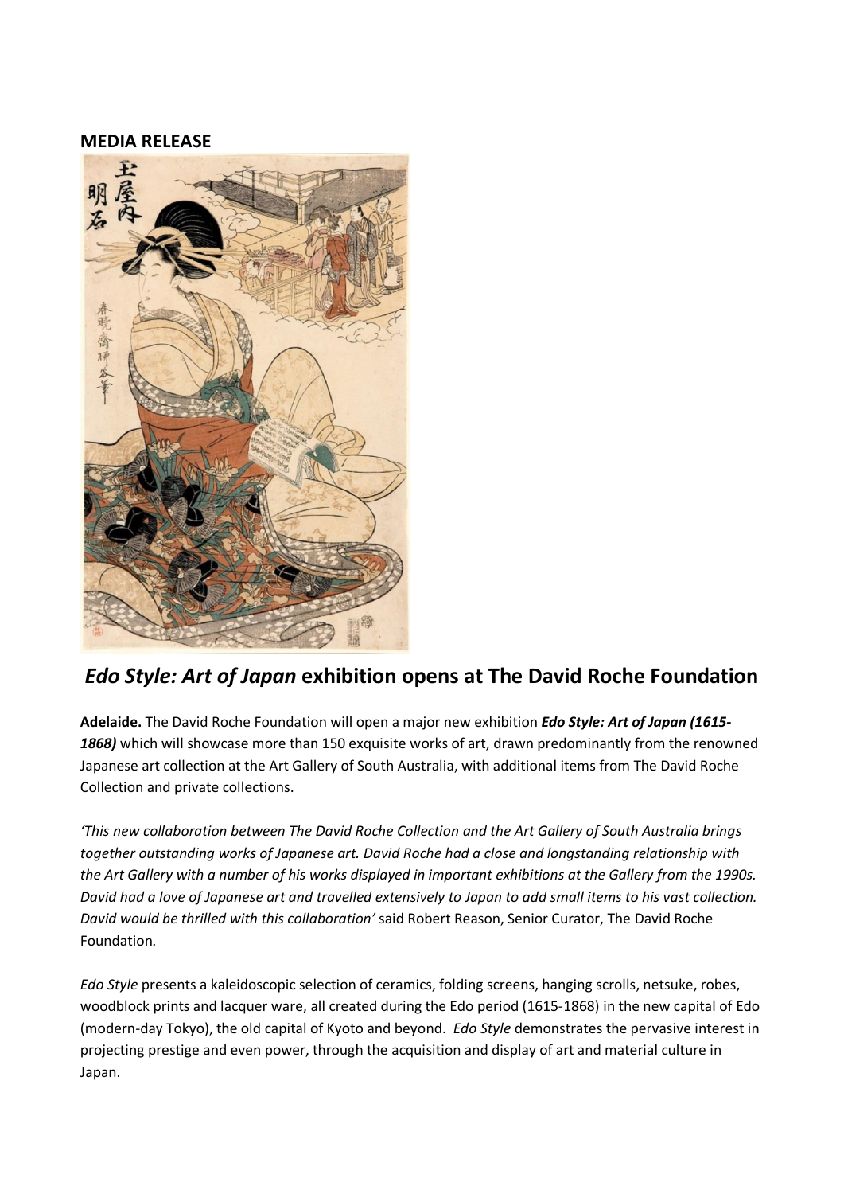**MEDIA RELEASE**

## *Edo Style: Art of Japan* exhibition opens at The David Roche Foundation

**Adelaide.** The David Roche Foundation will open a major new exhibition ***Edo Style: Art of Japan (1615-1868)*** which will showcase more than 150 exquisite works of art, drawn predominantly from the renowned Japanese art collection at the Art Gallery of South Australia, with additional items from The David Roche Collection and private collections.

*'This new collaboration between The David Roche Collection and the Art Gallery of South Australia brings together outstanding works of Japanese art. David Roche had a close and longstanding relationship with the Art Gallery with a number of his works displayed in important exhibitions at the Gallery from the 1990s. David had a love of Japanese art and travelled extensively to Japan to add small items to his vast collection. David would be thrilled with this collaboration'* said Robert Reason, Senior Curator, The David Roche Foundation.

*Edo Style* presents a kaleidoscopic selection of ceramics, folding screens, hanging scrolls, netsuke, robes, woodblock prints and lacquer ware, all created during the Edo period (1615-1868) in the new capital of Edo (modern-day Tokyo), the old capital of Kyoto and beyond. *Edo Style* demonstrates the pervasive interest in projecting prestige and even power, through the acquisition and display of art and material culture in Japan.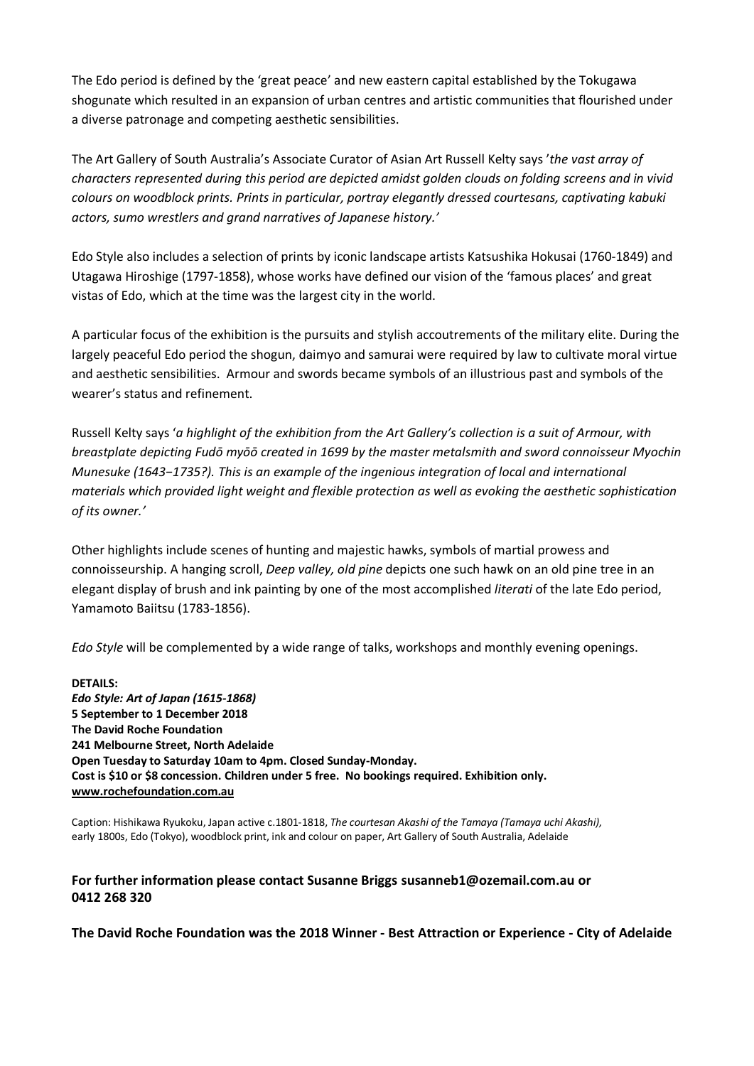The Edo period is defined by the 'great peace' and new eastern capital established by the Tokugawa shogunate which resulted in an expansion of urban centres and artistic communities that flourished under a diverse patronage and competing aesthetic sensibilities.

The Art Gallery of South Australia's Associate Curator of Asian Art Russell Kelty says '*the vast array of characters represented during this period are depicted amidst golden clouds on folding screens and in vivid colours on woodblock prints. Prints in particular, portray elegantly dressed courtesans, captivating kabuki actors, sumo wrestlers and grand narratives of Japanese history.'*

Edo Style also includes a selection of prints by iconic landscape artists Katsushika Hokusai (1760-1849) and Utagawa Hiroshige (1797-1858), whose works have defined our vision of the 'famous places' and great vistas of Edo, which at the time was the largest city in the world.

A particular focus of the exhibition is the pursuits and stylish accoutrements of the military elite. During the largely peaceful Edo period the shogun, daimyo and samurai were required by law to cultivate moral virtue and aesthetic sensibilities. Armour and swords became symbols of an illustrious past and symbols of the wearer's status and refinement.

Russell Kelty says '*a highlight of the exhibition from the Art Gallery's collection is a suit of Armour, with breastplate depicting Fudō myōō created in 1699 by the master metalsmith and sword connoisseur Myochin Munesuke (1643–1735?). This is an example of the ingenious integration of local and international materials which provided light weight and flexible protection as well as evoking the aesthetic sophistication of its owner.'*

Other highlights include scenes of hunting and majestic hawks, symbols of martial prowess and connoisseurship. A hanging scroll, *Deep valley, old pine* depicts one such hawk on an old pine tree in an elegant display of brush and ink painting by one of the most accomplished *literati* of the late Edo period, Yamamoto Baiitsu (1783-1856).

*Edo Style* will be complemented by a wide range of talks, workshops and monthly evening openings.

**DETAILS:**
***Edo Style: Art of Japan (1615-1868)***
**5 September to 1 December 2018**
**The David Roche Foundation**
**241 Melbourne Street, North Adelaide**
**Open Tuesday to Saturday 10am to 4pm. Closed Sunday-Monday.**
**Cost is $10 or $8 concession. Children under 5 free. No bookings required. Exhibition only.**
**www.rochefoundation.com.au**

Caption: Hishikawa Ryukoku, Japan active c.1801-1818, *The courtesan Akashi of the Tamaya (Tamaya uchi Akashi),* early 1800s, Edo (Tokyo), woodblock print, ink and colour on paper, Art Gallery of South Australia, Adelaide

**For further information please contact Susanne Briggs susanneb1@ozemail.com.au or 0412 268 320**

**The David Roche Foundation was the 2018 Winner - Best Attraction or Experience - City of Adelaide**